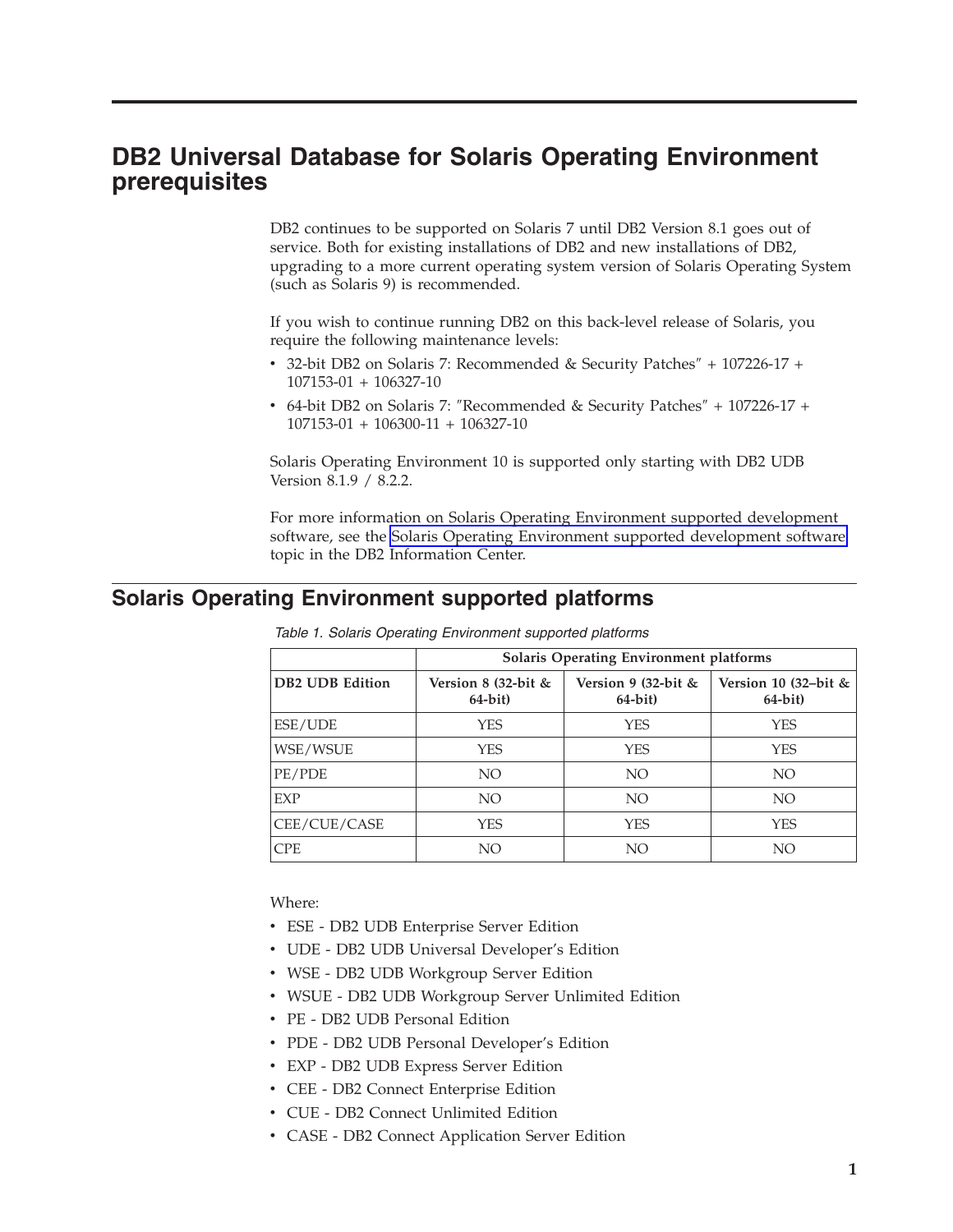// DB2 Universal Database for Solaris Operating Environment prerequisites

DB2 continues to be supported on Solaris 7 until DB2 Version 8.1 goes out of service. Both for existing installations of DB2 and new installations of DB2, upgrading to a more current operating system version of Solaris Operating System (such as Solaris 9) is recommended.

If you wish to continue running DB2 on this back-level release of Solaris, you require the following maintenance levels:

- 32-bit DB2 on Solaris 7: Recommended & Security Patches" + 107226-17 + 107153-01 + 106327-10
- 64-bit DB2 on Solaris 7: "Recommended & Security Patches" + 107226-17 + 107153-01 + 106300-11 + 106327-10

Solaris Operating Environment 10 is supported only starting with DB2 UDB Version 8.1.9 / 8.2.2.

For more information on Solaris Operating Environment supported development software, see the Solaris Operating Environment supported development software topic in the DB2 Information Center.

## Solaris Operating Environment supported platforms

*Table 1. Solaris Operating Environment supported platforms*

| | Solaris Operating Environment platforms | | |
|---|---|---|---|
| **DB2 UDB Edition** | **Version 8 (32-bit & 64-bit)** | **Version 9 (32-bit & 64-bit)** | **Version 10 (32–bit & 64-bit)** |
| ESE/UDE | YES | YES | YES |
| WSE/WSUE | YES | YES | YES |
| PE/PDE | NO | NO | NO |
| EXP | NO | NO | NO |
| CEE/CUE/CASE | YES | YES | YES |
| CPE | NO | NO | NO |

Where:

- ESE - DB2 UDB Enterprise Server Edition
- UDE - DB2 UDB Universal Developer's Edition
- WSE - DB2 UDB Workgroup Server Edition
- WSUE - DB2 UDB Workgroup Server Unlimited Edition
- PE - DB2 UDB Personal Edition
- PDE - DB2 UDB Personal Developer's Edition
- EXP - DB2 UDB Express Server Edition
- CEE - DB2 Connect Enterprise Edition
- CUE - DB2 Connect Unlimited Edition
- CASE - DB2 Connect Application Server Edition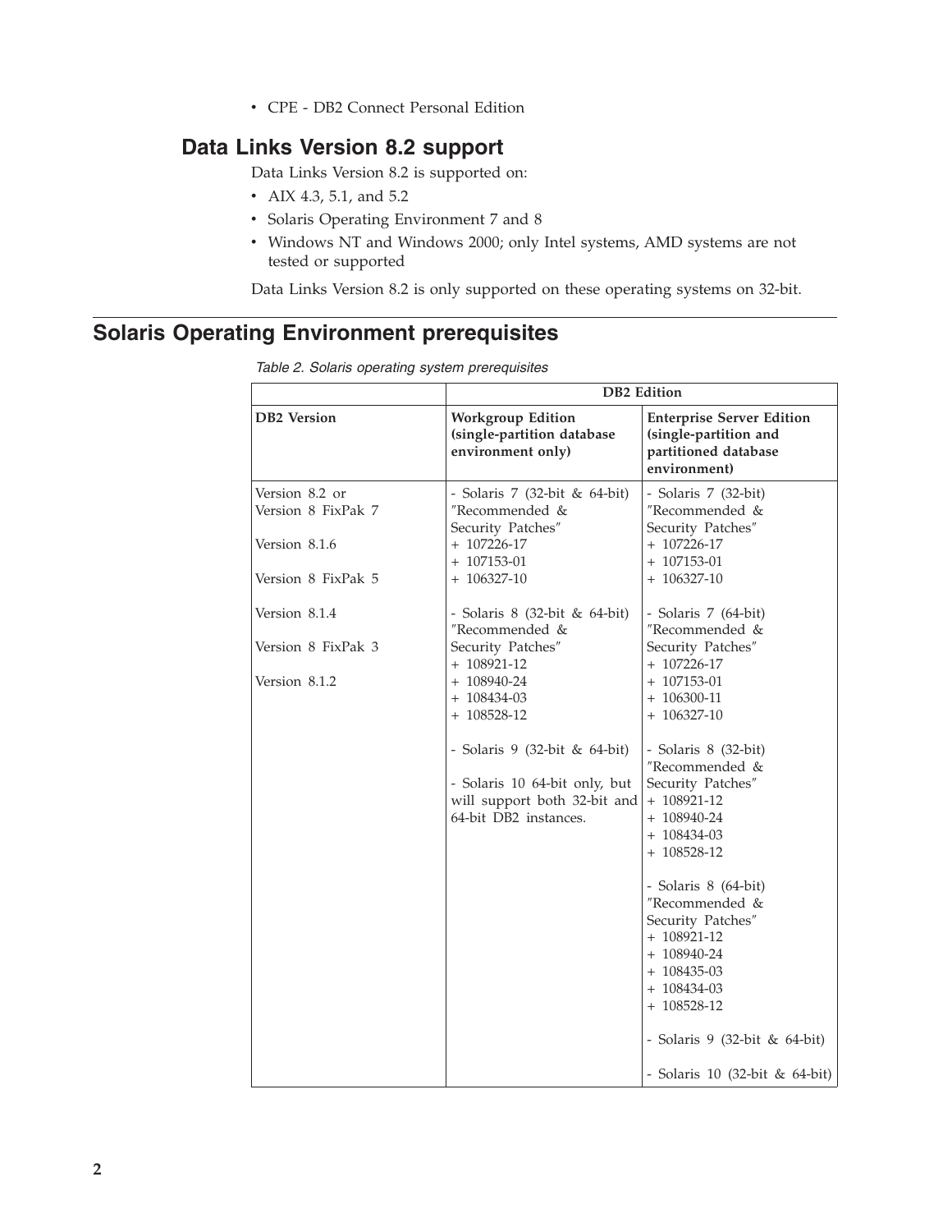- CPE - DB2 Connect Personal Edition

## Data Links Version 8.2 support

Data Links Version 8.2 is supported on:

- AIX 4.3, 5.1, and 5.2
- Solaris Operating Environment 7 and 8
- Windows NT and Windows 2000; only Intel systems, AMD systems are not tested or supported

Data Links Version 8.2 is only supported on these operating systems on 32-bit.

# Solaris Operating Environment prerequisites

*Table 2. Solaris operating system prerequisites*

| | DB2 Edition | |
|---|---|---|
| **DB2 Version** | **Workgroup Edition (single-partition database environment only)** | **Enterprise Server Edition (single-partition and partitioned database environment)** |
| Version 8.2 or Version 8 FixPak 7<br><br>Version 8.1.6<br><br>Version 8 FixPak 5<br><br>Version 8.1.4<br><br>Version 8 FixPak 3<br><br>Version 8.1.2 | - Solaris 7 (32-bit & 64-bit) ″Recommended & Security Patches″<br>+ 107226-17<br>+ 107153-01<br>+ 106327-10<br><br>- Solaris 8 (32-bit & 64-bit) ″Recommended & Security Patches″<br>+ 108921-12<br>+ 108940-24<br>+ 108434-03<br>+ 108528-12<br><br>- Solaris 9 (32-bit & 64-bit)<br><br>- Solaris 10 64-bit only, but will support both 32-bit and 64-bit DB2 instances. | - Solaris 7 (32-bit) ″Recommended & Security Patches″<br>+ 107226-17<br>+ 107153-01<br>+ 106327-10<br><br>- Solaris 7 (64-bit) ″Recommended & Security Patches″<br>+ 107226-17<br>+ 107153-01<br>+ 106300-11<br>+ 106327-10<br><br>- Solaris 8 (32-bit) ″Recommended & Security Patches″<br>+ 108921-12<br>+ 108940-24<br>+ 108434-03<br>+ 108528-12<br><br>- Solaris 8 (64-bit) ″Recommended & Security Patches″<br>+ 108921-12<br>+ 108940-24<br>+ 108435-03<br>+ 108434-03<br>+ 108528-12<br><br>- Solaris 9 (32-bit & 64-bit)<br><br>- Solaris 10 (32-bit & 64-bit) |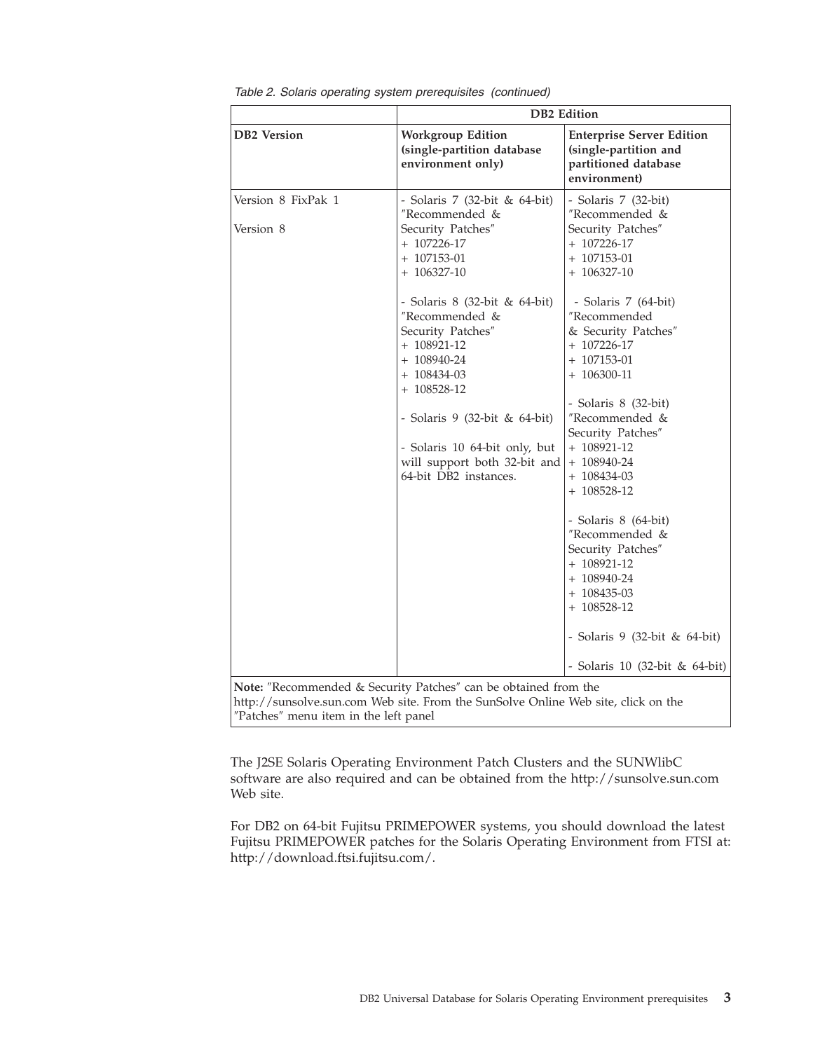*Table 2. Solaris operating system prerequisites (continued)*

| | DB2 Edition | |
|---|---|---|
| **DB2 Version** | **Workgroup Edition (single-partition database environment only)** | **Enterprise Server Edition (single-partition and partitioned database environment)** |
| Version 8 FixPak 1<br><br>Version 8 | - Solaris 7 (32-bit & 64-bit) ″Recommended & Security Patches″<br>+ 107226-17<br>+ 107153-01<br>+ 106327-10<br><br>- Solaris 8 (32-bit & 64-bit) ″Recommended & Security Patches″<br>+ 108921-12<br>+ 108940-24<br>+ 108434-03<br>+ 108528-12<br><br>- Solaris 9 (32-bit & 64-bit)<br><br>- Solaris 10 64-bit only, but will support both 32-bit and 64-bit DB2 instances. | - Solaris 7 (32-bit) ″Recommended & Security Patches″<br>+ 107226-17<br>+ 107153-01<br>+ 106327-10<br><br>- Solaris 7 (64-bit) ″Recommended & Security Patches″<br>+ 107226-17<br>+ 107153-01<br>+ 106300-11<br><br>- Solaris 8 (32-bit) ″Recommended & Security Patches″<br>+ 108921-12<br>+ 108940-24<br>+ 108434-03<br>+ 108528-12<br><br>- Solaris 8 (64-bit) ″Recommended & Security Patches″<br>+ 108921-12<br>+ 108940-24<br>+ 108435-03<br>+ 108528-12<br><br>- Solaris 9 (32-bit & 64-bit)<br><br>- Solaris 10 (32-bit & 64-bit) |
| **Note:** ″Recommended & Security Patches″ can be obtained from the http://sunsolve.sun.com Web site. From the SunSolve Online Web site, click on the ″Patches″ menu item in the left panel | | |

The J2SE Solaris Operating Environment Patch Clusters and the SUNWlibC software are also required and can be obtained from the http://sunsolve.sun.com Web site.

For DB2 on 64-bit Fujitsu PRIMEPOWER systems, you should download the latest Fujitsu PRIMEPOWER patches for the Solaris Operating Environment from FTSI at: http://download.ftsi.fujitsu.com/.